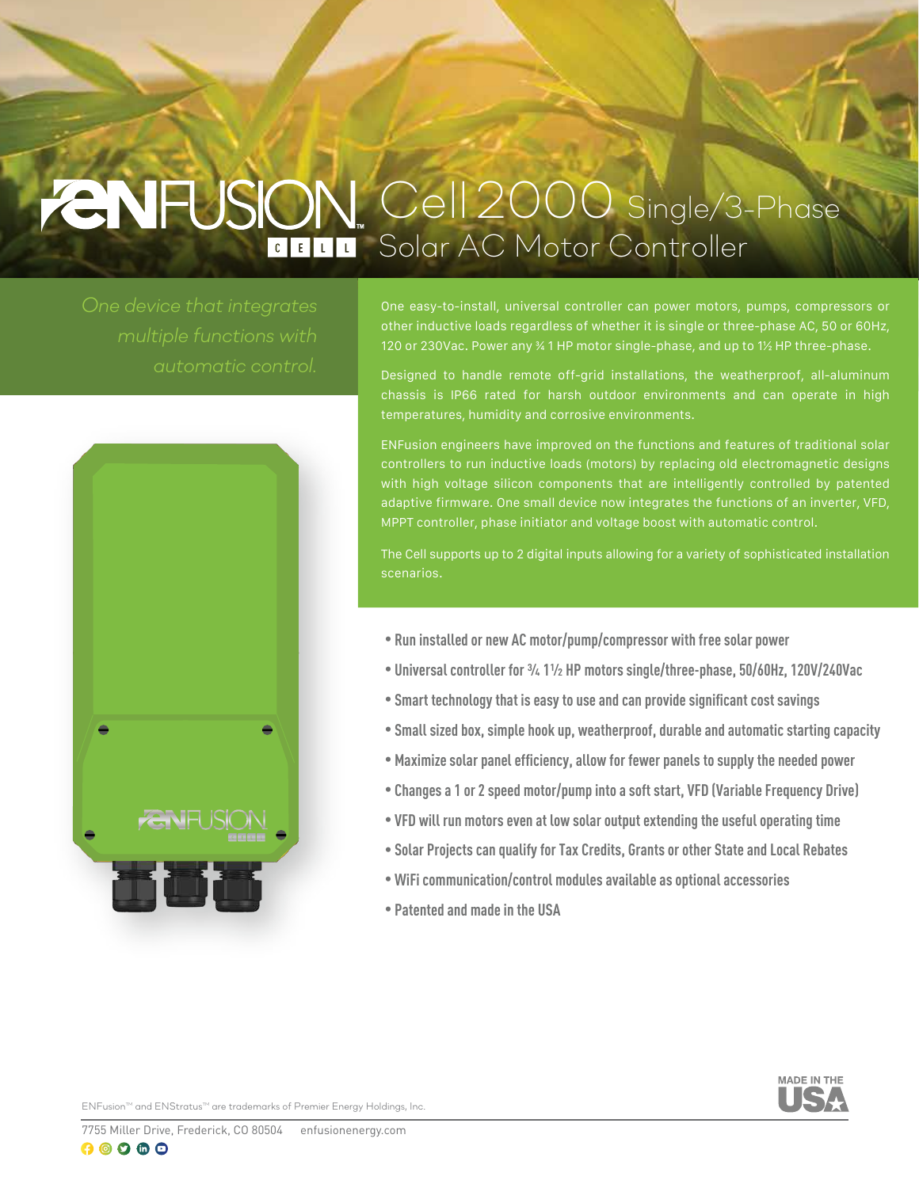# ENFUSION CELL Cell2000 Single/3-Phase Solar AC Motor Controller

*One device that integrates multiple functions with automatic control.*

One easy-to-install, universal controller can power motors, pumps, compressors or other inductive loads regardless of whether it is single or three-phase AC, 50 or 60Hz, 120 or 230Vac. Power any ¾ 1 HP motor single-phase, and up to 1½ HP three-phase.

Designed to handle remote off-grid installations, the weatherproof, all-aluminum chassis is IP66 rated for harsh outdoor environments and can operate in high temperatures, humidity and corrosive environments.

ENFusion engineers have improved on the functions and features of traditional solar controllers to run inductive loads (motors) by replacing old electromagnetic designs with high voltage silicon components that are intelligently controlled by patented adaptive firmware. One small device now integrates the functions of an inverter, VFD, MPPT controller, phase initiator and voltage boost with automatic control.

The Cell supports up to 2 digital inputs allowing for a variety of sophisticated installation scenarios.

- **Run installed or new AC motor/pump/compressor with free solar power**
- **Universal controller for ¾ 1½ HP motors single/three-phase, 50/60Hz, 120V/240Vac**
- **Smart technology that is easy to use and can provide significant cost savings**
- **Small sized box, simple hook up, weatherproof, durable and automatic starting capacity**
- **Maximize solar panel efficiency, allow for fewer panels to supply the needed power**
- **Changes a 1 or 2 speed motor/pump into a soft start, VFD (Variable Frequency Drive)**
- **VFD will run motors even at low solar output extending the useful operating time**
- **Solar Projects can qualify for Tax Credits, Grants or other State and Local Rebates**
- **WiFi communication/control modules available as optional accessories**
- **Patented and made in the USA**

MADE IN THE USA

ENFusion™ and ENStratus™ are trademarks of Premier Energy Holdings, Inc.

7755 Miller Drive, Frederick, CO 80504 enfusionenergy.com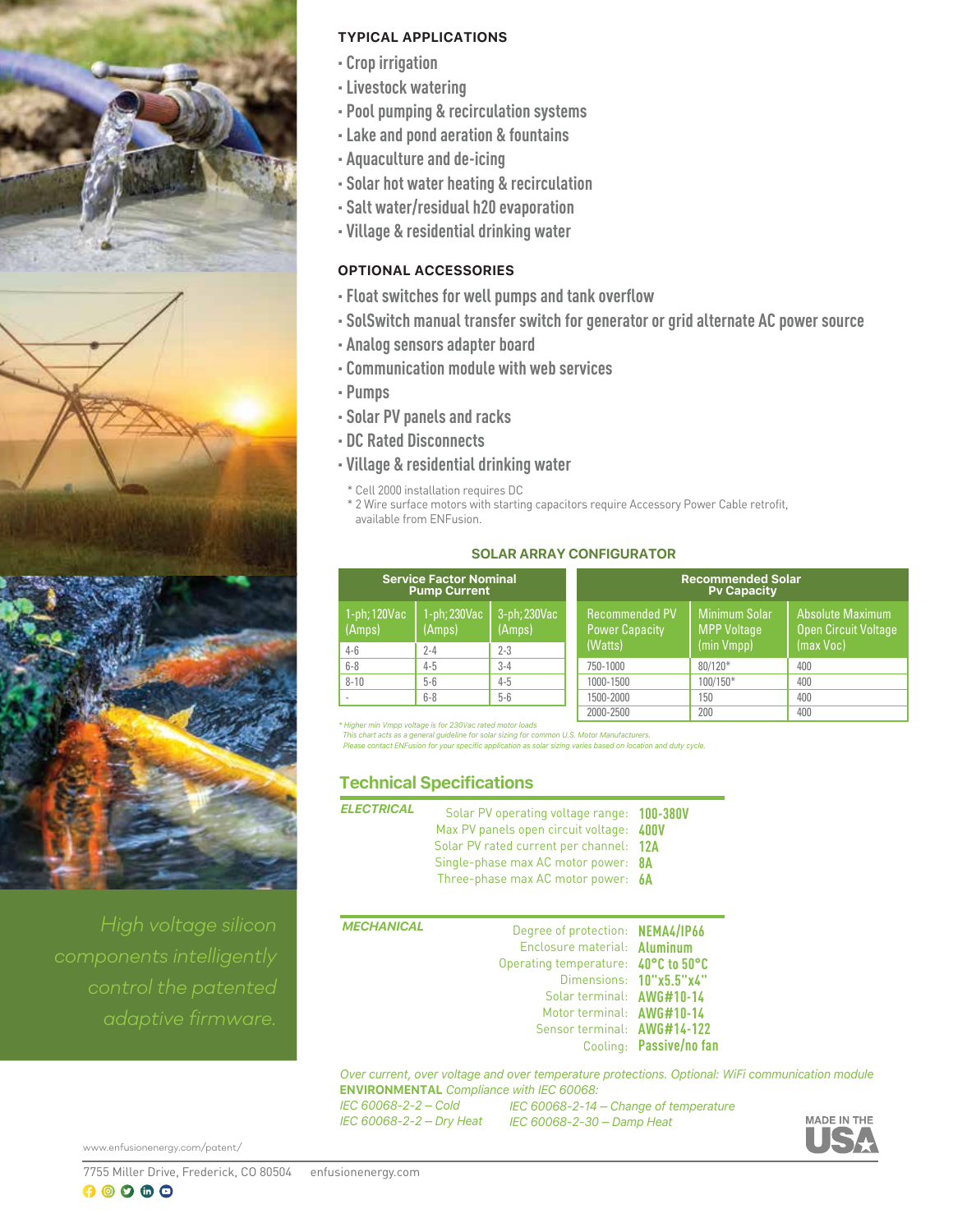### TYPICAL APPLICATIONS

- Crop irrigation
- Livestock watering
- Pool pumping & recirculation systems
- Lake and pond aeration & fountains
- Aquaculture and de-icing
- Solar hot water heating & recirculation
- Salt water/residual h20 evaporation
- Village & residential drinking water

### OPTIONAL ACCESSORIES

- Float switches for well pumps and tank overflow
- SolSwitch manual transfer switch for generator or grid alternate AC power source
- Analog sensors adapter board
- Communication module with web services
- Pumps
- Solar PV panels and racks
- DC Rated Disconnects
- Village & residential drinking water

\* Cell 2000 installation requires DC
\* 2 Wire surface motors with starting capacitors require Accessory Power Cable retrofit, available from ENFusion.

### SOLAR ARRAY CONFIGURATOR

| Service Factor Nominal Pump Current | | |
|---|---|---|
| 1-ph; 120Vac (Amps) | 1-ph; 230Vac (Amps) | 3-ph; 230Vac (Amps) |
| 4-6 | 2-4 | 2-3 |
| 6-8 | 4-5 | 3-4 |
| 8-10 | 5-6 | 4-5 |
| - | 6-8 | 5-6 |

| Recommended Solar Pv Capacity | | |
|---|---|---|
| Recommended PV Power Capacity (Watts) | Minimum Solar MPP Voltage (min Vmpp) | Absolute Maximum Open Circuit Voltage (max Voc) |
| 750-1000 | 80/120* | 400 |
| 1000-1500 | 100/150* | 400 |
| 1500-2000 | 150 | 400 |
| 2000-2500 | 200 | 400 |

*\* Higher min Vmpp voltage is for 230Vac rated motor loads*
*This chart acts as a general guideline for solar sizing for common U.S. Motor Manufacturers.*
*Please contact ENFusion for your specific application as solar sizing varies based on location and duty cycle.*

## Technical Specifications

***ELECTRICAL***

Solar PV operating voltage range: **100-380V**
Max PV panels open circuit voltage: **400V**
Solar PV rated current per channel: **12A**
Single-phase max AC motor power: **8A**
Three-phase max AC motor power: **6A**

***MECHANICAL***

Degree of protection: **NEMA4/IP66**
Enclosure material: **Aluminum**
Operating temperature: **40°C to 50°C**
Dimensions: **10"x5.5"x4"**
Solar terminal: **AWG#10-14**
Motor terminal: **AWG#10-14**
Sensor terminal: **AWG#14-122**
Cooling: **Passive/no fan**

*Over current, over voltage and over temperature protections. Optional: WiFi communication module*
***ENVIRONMENTAL** Compliance with IEC 60068:*

*IEC 60068-2-2 – Cold*
*IEC 60068-2-2 – Dry Heat*
*IEC 60068-2-14 – Change of temperature*
*IEC 60068-2-30 – Damp Heat*

*High voltage silicon components intelligently control the patented adaptive firmware.*

MADE IN THE USA

www.enfusionenergy.com/patent/

7755 Miller Drive, Frederick, CO 80504 enfusionenergy.com